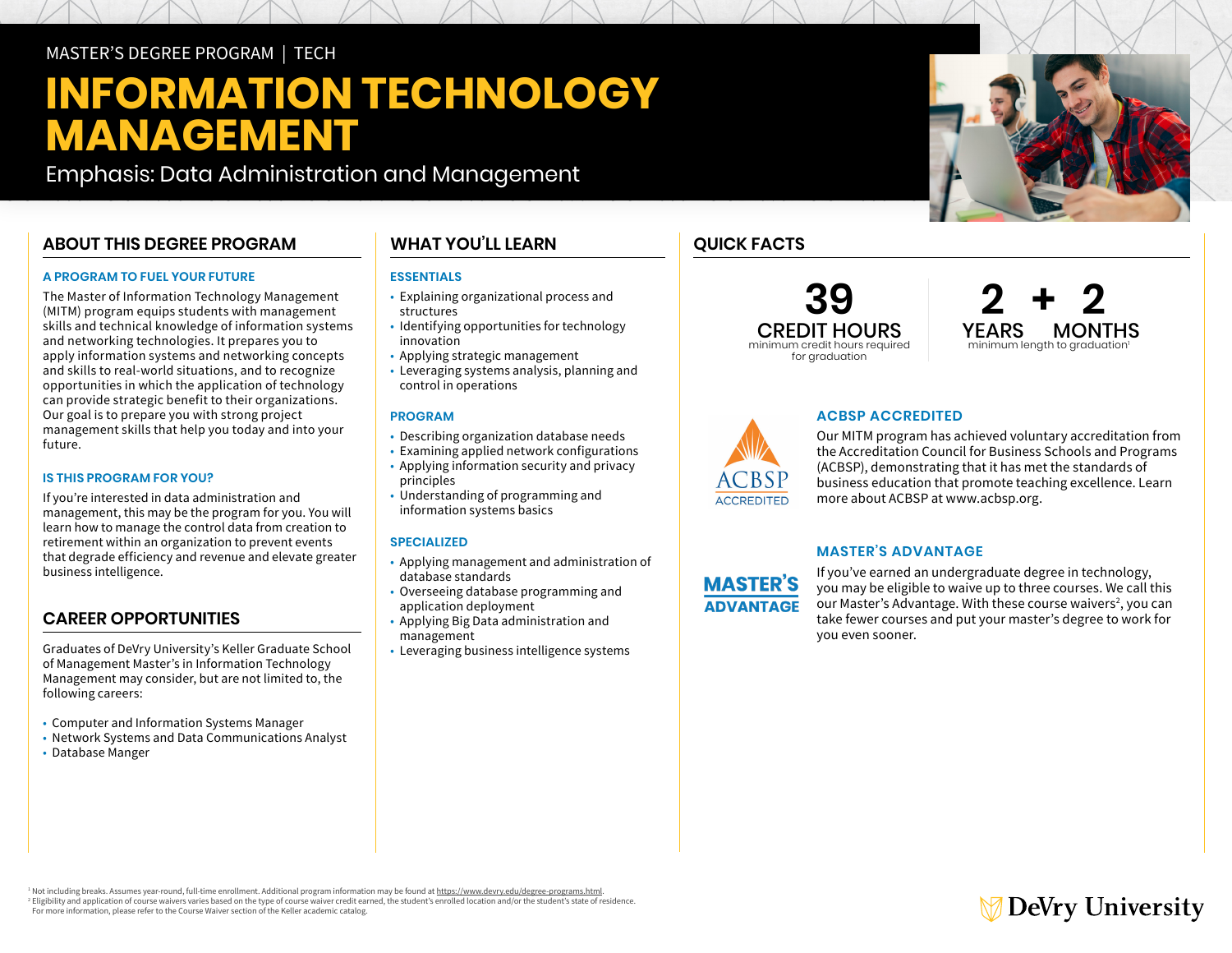MASTER'S DEGREE PROGRAM | TECH

# INFORMATION TECHNOLOGY MANAGEMENT

Emphasis: Data Administration and Management

## ABOUT THIS DEGREE PROGRAM

### A PROGRAM TO FUEL YOUR FUTURE

The Master of Information Technology Management (MITM) program equips students with management skills and technical knowledge of information systems and networking technologies. It prepares you to apply information systems and networking concepts and skills to real-world situations, and to recognize opportunities in which the application of technology can provide strategic benefit to their organizations. Our goal is to prepare you with strong project management skills that help you today and into your future.

### IS THIS PROGRAM FOR YOU?

If you're interested in data administration and management, this may be the program for you. You will learn how to manage the control data from creation to retirement within an organization to prevent events that degrade efficiency and revenue and elevate greater business intelligence.

## CAREER OPPORTUNITIES

Graduates of DeVry University's Keller Graduate School of Management Master's in Information Technology Management may consider, but are not limited to, the following careers:

- Computer and Information Systems Manager
- Network Systems and Data Communications Analyst
- Database Manger

## WHAT YOU'LL LEARN

### ESSENTIALS

- Explaining organizational process and structures
- Identifying opportunities for technology innovation
- Applying strategic management
- Leveraging systems analysis, planning and control in operations

### PROGRAM

- Describing organization database needs
- Examining applied network configurations
- Applying information security and privacy principles
- Understanding of programming and information systems basics

### SPECIALIZED

- Applying management and administration of database standards
- Overseeing database programming and application deployment
- Applying Big Data administration and management
- Leveraging business intelligence systems

## QUICK FACTS

**39** CREDIT HOURS
minimum credit hours required for graduation

**2 + 2** YEARS MONTHS
minimum length to graduation[1]

### ACBSP ACCREDITED

Our MITM program has achieved voluntary accreditation from the Accreditation Council for Business Schools and Programs (ACBSP), demonstrating that it has met the standards of business education that promote teaching excellence. Learn more about ACBSP at www.acbsp.org.

### MASTER'S ADVANTAGE

If you've earned an undergraduate degree in technology, you may be eligible to waive up to three courses. We call this our Master's Advantage. With these course waivers[2], you can take fewer courses and put your master's degree to work for you even sooner.

[1] Not including breaks. Assumes year-round, full-time enrollment. Additional program information may be found at https://www.devry.edu/degree-programs.html.
[2] Eligibility and application of course waivers varies based on the type of course waiver credit earned, the student's enrolled location and/or the student's state of residence. For more information, please refer to the Course Waiver section of the Keller academic catalog.

DeVry University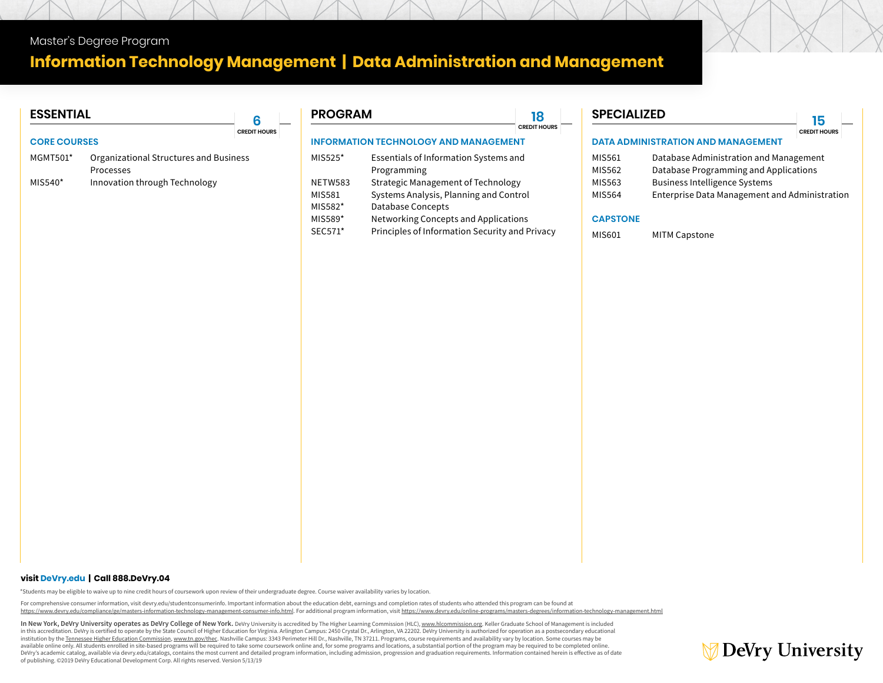Master's Degree Program

# Information Technology Management | Data Administration and Management

## ESSENTIAL

**6** CREDIT HOURS

### CORE COURSES

| | |
|---|---|
| MGMT501* | Organizational Structures and Business Processes |
| MIS540* | Innovation through Technology |

## PROGRAM

**18** CREDIT HOURS

### INFORMATION TECHNOLOGY AND MANAGEMENT

| | |
|---|---|
| MIS525* | Essentials of Information Systems and Programming |
| NETW583 | Strategic Management of Technology |
| MIS581 | Systems Analysis, Planning and Control |
| MIS582* | Database Concepts |
| MIS589* | Networking Concepts and Applications |
| SEC571* | Principles of Information Security and Privacy |

## SPECIALIZED

**15** CREDIT HOURS

### DATA ADMINISTRATION AND MANAGEMENT

| | |
|---|---|
| MIS561 | Database Administration and Management |
| MIS562 | Database Programming and Applications |
| MIS563 | Business Intelligence Systems |
| MIS564 | Enterprise Data Management and Administration |

### CAPSTONE

| | |
|---|---|
| MIS601 | MITM Capstone |

**visit DeVry.edu | Call 888.DeVry.04**

*Students may be eligible to waive up to nine credit hours of coursework upon review of their undergraduate degree. Course waiver availability varies by location.

For comprehensive consumer information, visit devry.edu/studentconsumerinfo. Important information about the education debt, earnings and completion rates of students who attended this program can be found at https://www.devry.edu/compliance/ge/masters-information-technology-management-consumer-info.html. For additional program information, visit https://www.devry.edu/online-programs/masters-degrees/information-technology-management.html

**In New York, DeVry University operates as DeVry College of New York.** DeVry University is accredited by The Higher Learning Commission (HLC), www.hlcommission.org. Keller Graduate School of Management is included in this accreditation. DeVry is certified to operate by the State Council of Higher Education for Virginia. Arlington Campus: 2450 Crystal Dr., Arlington, VA 22202. DeVry University is authorized for operation as a postsecondary educational institution by the Tennessee Higher Education Commission, www.tn.gov/thec. Nashville Campus: 3343 Perimeter Hill Dr., Nashville, TN 37211. Programs, course requirements and availability vary by location. Some courses may be available online only. All students enrolled in site-based programs will be required to take some coursework online and, for some programs and locations, a substantial portion of the program may be required to be completed online. DeVry's academic catalog, available via devry.edu/catalogs, contains the most current and detailed program information, including admission, progression and graduation requirements. Information contained herein is effective as of date of publishing. ©2019 DeVry Educational Development Corp. All rights reserved. Version 5/13/19

DeVry University